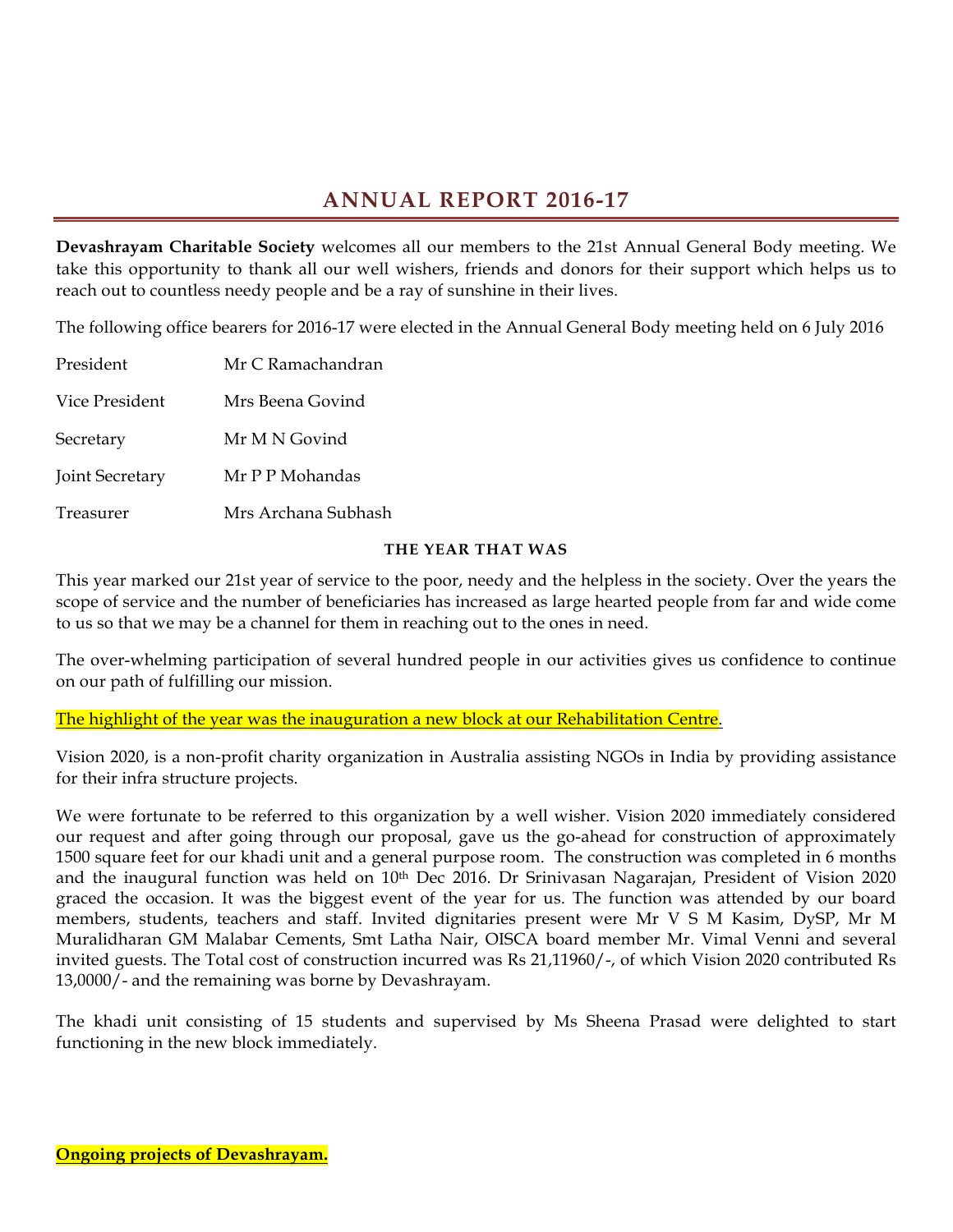# ANNUAL REPORT 2016-17

**Devashrayam Charitable Society** welcomes all our members to the 21st Annual General Body meeting. We take this opportunity to thank all our well wishers, friends and donors for their support which helps us to reach out to countless needy people and be a ray of sunshine in their lives.

The following office bearers for 2016-17 were elected in the Annual General Body meeting held on 6 July 2016

| | |
|---|---|
| President | Mr C Ramachandran |
| Vice President | Mrs Beena Govind |
| Secretary | Mr M N Govind |
| Joint Secretary | Mr P P Mohandas |
| Treasurer | Mrs Archana Subhash |

### THE YEAR THAT WAS

This year marked our 21st year of service to the poor, needy and the helpless in the society. Over the years the scope of service and the number of beneficiaries has increased as large hearted people from far and wide come to us so that we may be a channel for them in reaching out to the ones in need.

The over-whelming participation of several hundred people in our activities gives us confidence to continue on our path of fulfilling our mission.

The highlight of the year was the inauguration a new block at our Rehabilitation Centre.

Vision 2020, is a non-profit charity organization in Australia assisting NGOs in India by providing assistance for their infra structure projects.

We were fortunate to be referred to this organization by a well wisher. Vision 2020 immediately considered our request and after going through our proposal, gave us the go-ahead for construction of approximately 1500 square feet for our khadi unit and a general purpose room. The construction was completed in 6 months and the inaugural function was held on 10th Dec 2016. Dr Srinivasan Nagarajan, President of Vision 2020 graced the occasion. It was the biggest event of the year for us. The function was attended by our board members, students, teachers and staff. Invited dignitaries present were Mr V S M Kasim, DySP, Mr M Muralidharan GM Malabar Cements, Smt Latha Nair, OISCA board member Mr. Vimal Venni and several invited guests. The Total cost of construction incurred was Rs 21,11960/-, of which Vision 2020 contributed Rs 13,0000/- and the remaining was borne by Devashrayam.

The khadi unit consisting of 15 students and supervised by Ms Sheena Prasad were delighted to start functioning in the new block immediately.

**Ongoing projects of Devashrayam.**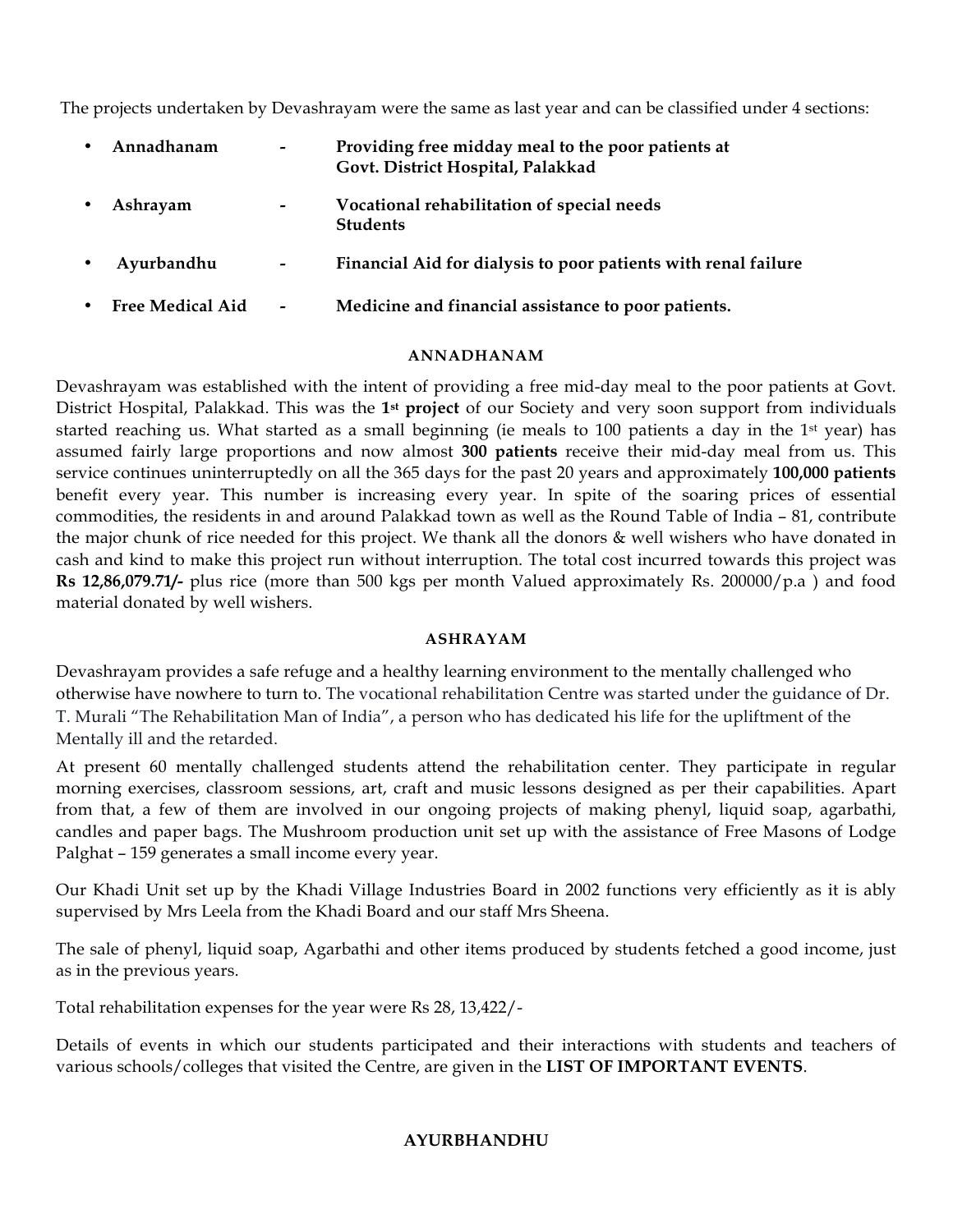The projects undertaken by Devashrayam were the same as last year and can be classified under 4 sections:

- **Annadhanam** - **Providing free midday meal to the poor patients at Govt. District Hospital, Palakkad**
- **Ashrayam** - **Vocational rehabilitation of special needs Students**
- **Ayurbandhu** - **Financial Aid for dialysis to poor patients with renal failure**
- **Free Medical Aid** - **Medicine and financial assistance to poor patients.**

### ANNADHANAM

Devashrayam was established with the intent of providing a free mid-day meal to the poor patients at Govt. District Hospital, Palakkad. This was the **1st project** of our Society and very soon support from individuals started reaching us. What started as a small beginning (ie meals to 100 patients a day in the 1st year) has assumed fairly large proportions and now almost **300 patients** receive their mid-day meal from us. This service continues uninterruptedly on all the 365 days for the past 20 years and approximately **100,000 patients** benefit every year. This number is increasing every year. In spite of the soaring prices of essential commodities, the residents in and around Palakkad town as well as the Round Table of India – 81, contribute the major chunk of rice needed for this project. We thank all the donors & well wishers who have donated in cash and kind to make this project run without interruption. The total cost incurred towards this project was **Rs 12,86,079.71/-** plus rice (more than 500 kgs per month Valued approximately Rs. 200000/p.a ) and food material donated by well wishers.

### ASHRAYAM

Devashrayam provides a safe refuge and a healthy learning environment to the mentally challenged who otherwise have nowhere to turn to. The vocational rehabilitation Centre was started under the guidance of Dr. T. Murali "The Rehabilitation Man of India", a person who has dedicated his life for the upliftment of the Mentally ill and the retarded.

At present 60 mentally challenged students attend the rehabilitation center. They participate in regular morning exercises, classroom sessions, art, craft and music lessons designed as per their capabilities. Apart from that, a few of them are involved in our ongoing projects of making phenyl, liquid soap, agarbathi, candles and paper bags. The Mushroom production unit set up with the assistance of Free Masons of Lodge Palghat – 159 generates a small income every year.

Our Khadi Unit set up by the Khadi Village Industries Board in 2002 functions very efficiently as it is ably supervised by Mrs Leela from the Khadi Board and our staff Mrs Sheena.

The sale of phenyl, liquid soap, Agarbathi and other items produced by students fetched a good income, just as in the previous years.

Total rehabilitation expenses for the year were Rs 28, 13,422/-

Details of events in which our students participated and their interactions with students and teachers of various schools/colleges that visited the Centre, are given in the **LIST OF IMPORTANT EVENTS**.

### AYURBHANDHU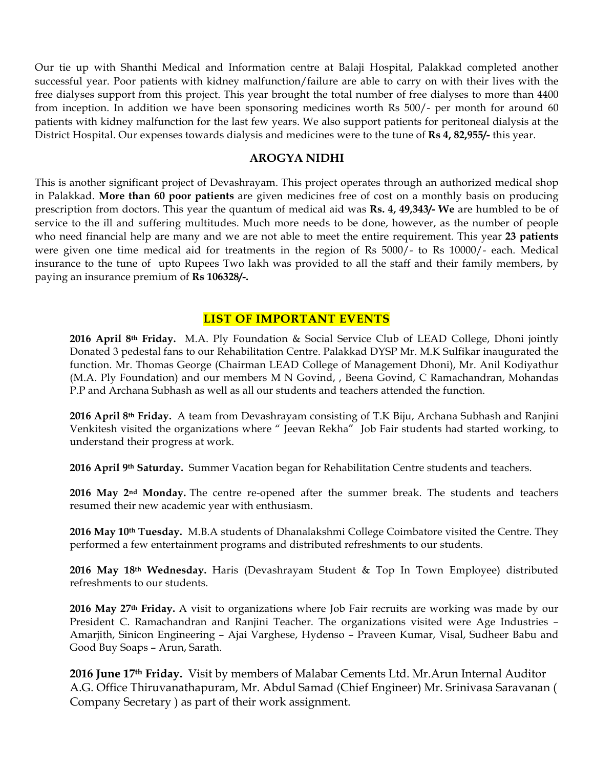Our tie up with Shanthi Medical and Information centre at Balaji Hospital, Palakkad completed another successful year. Poor patients with kidney malfunction/failure are able to carry on with their lives with the free dialyses support from this project. This year brought the total number of free dialyses to more than 4400 from inception. In addition we have been sponsoring medicines worth Rs 500/- per month for around 60 patients with kidney malfunction for the last few years. We also support patients for peritoneal dialysis at the District Hospital. Our expenses towards dialysis and medicines were to the tune of **Rs 4, 82,955/-** this year.

## AROGYA NIDHI

This is another significant project of Devashrayam. This project operates through an authorized medical shop in Palakkad. **More than 60 poor patients** are given medicines free of cost on a monthly basis on producing prescription from doctors. This year the quantum of medical aid was **Rs. 4, 49,343/- We** are humbled to be of service to the ill and suffering multitudes. Much more needs to be done, however, as the number of people who need financial help are many and we are not able to meet the entire requirement. This year **23 patients** were given one time medical aid for treatments in the region of Rs 5000/- to Rs 10000/- each. Medical insurance to the tune of upto Rupees Two lakh was provided to all the staff and their family members, by paying an insurance premium of **Rs 106328/-.**

## LIST OF IMPORTANT EVENTS

**2016 April 8th Friday.** M.A. Ply Foundation & Social Service Club of LEAD College, Dhoni jointly Donated 3 pedestal fans to our Rehabilitation Centre. Palakkad DYSP Mr. M.K Sulfikar inaugurated the function. Mr. Thomas George (Chairman LEAD College of Management Dhoni), Mr. Anil Kodiyathur (M.A. Ply Foundation) and our members M N Govind, , Beena Govind, C Ramachandran, Mohandas P.P and Archana Subhash as well as all our students and teachers attended the function.

**2016 April 8th Friday.** A team from Devashrayam consisting of T.K Biju, Archana Subhash and Ranjini Venkitesh visited the organizations where " Jeevan Rekha" Job Fair students had started working, to understand their progress at work.

**2016 April 9th Saturday.** Summer Vacation began for Rehabilitation Centre students and teachers.

**2016 May 2nd Monday.** The centre re-opened after the summer break. The students and teachers resumed their new academic year with enthusiasm.

**2016 May 10th Tuesday.** M.B.A students of Dhanalakshmi College Coimbatore visited the Centre. They performed a few entertainment programs and distributed refreshments to our students.

**2016 May 18th Wednesday.** Haris (Devashrayam Student & Top In Town Employee) distributed refreshments to our students.

**2016 May 27th Friday.** A visit to organizations where Job Fair recruits are working was made by our President C. Ramachandran and Ranjini Teacher. The organizations visited were Age Industries – Amarjith, Sinicon Engineering – Ajai Varghese, Hydenso – Praveen Kumar, Visal, Sudheer Babu and Good Buy Soaps – Arun, Sarath.

**2016 June 17th Friday.** Visit by members of Malabar Cements Ltd. Mr.Arun Internal Auditor A.G. Office Thiruvanathapuram, Mr. Abdul Samad (Chief Engineer) Mr. Srinivasa Saravanan ( Company Secretary ) as part of their work assignment.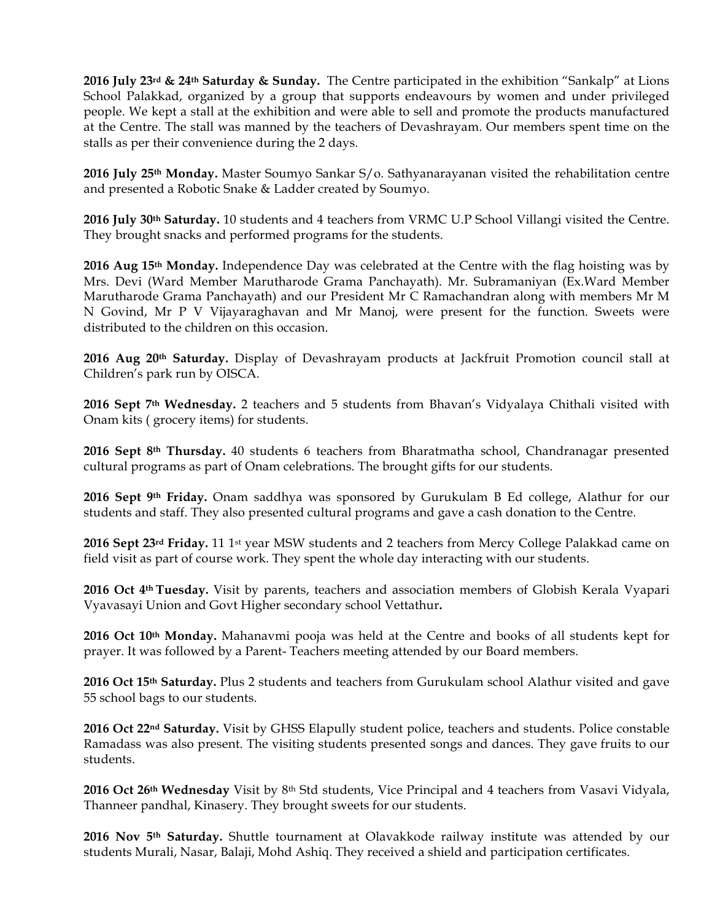**2016 July 23rd & 24th Saturday & Sunday.** The Centre participated in the exhibition "Sankalp" at Lions School Palakkad, organized by a group that supports endeavours by women and under privileged people. We kept a stall at the exhibition and were able to sell and promote the products manufactured at the Centre. The stall was manned by the teachers of Devashrayam. Our members spent time on the stalls as per their convenience during the 2 days.

**2016 July 25th Monday.** Master Soumyo Sankar S/o. Sathyanarayanan visited the rehabilitation centre and presented a Robotic Snake & Ladder created by Soumyo.

**2016 July 30th Saturday.** 10 students and 4 teachers from VRMC U.P School Villangi visited the Centre. They brought snacks and performed programs for the students.

**2016 Aug 15th Monday.** Independence Day was celebrated at the Centre with the flag hoisting was by Mrs. Devi (Ward Member Marutharode Grama Panchayath). Mr. Subramaniyan (Ex.Ward Member Marutharode Grama Panchayath) and our President Mr C Ramachandran along with members Mr M N Govind, Mr P V Vijayaraghavan and Mr Manoj, were present for the function. Sweets were distributed to the children on this occasion.

**2016 Aug 20th Saturday.** Display of Devashrayam products at Jackfruit Promotion council stall at Children's park run by OISCA.

**2016 Sept 7th Wednesday.** 2 teachers and 5 students from Bhavan's Vidyalaya Chithali visited with Onam kits ( grocery items) for students.

**2016 Sept 8th Thursday.** 40 students 6 teachers from Bharatmatha school, Chandranagar presented cultural programs as part of Onam celebrations. The brought gifts for our students.

**2016 Sept 9th Friday.** Onam saddhya was sponsored by Gurukulam B Ed college, Alathur for our students and staff. They also presented cultural programs and gave a cash donation to the Centre.

**2016 Sept 23rd Friday.** 11 1st year MSW students and 2 teachers from Mercy College Palakkad came on field visit as part of course work. They spent the whole day interacting with our students.

**2016 Oct 4th Tuesday.** Visit by parents, teachers and association members of Globish Kerala Vyapari Vyavasayi Union and Govt Higher secondary school Vettathur**.**

**2016 Oct 10th Monday.** Mahanavmi pooja was held at the Centre and books of all students kept for prayer. It was followed by a Parent- Teachers meeting attended by our Board members.

**2016 Oct 15th Saturday.** Plus 2 students and teachers from Gurukulam school Alathur visited and gave 55 school bags to our students.

**2016 Oct 22nd Saturday.** Visit by GHSS Elapully student police, teachers and students. Police constable Ramadass was also present. The visiting students presented songs and dances. They gave fruits to our students.

**2016 Oct 26th Wednesday** Visit by 8th Std students, Vice Principal and 4 teachers from Vasavi Vidyala, Thanneer pandhal, Kinasery. They brought sweets for our students.

**2016 Nov 5th Saturday.** Shuttle tournament at Olavakkode railway institute was attended by our students Murali, Nasar, Balaji, Mohd Ashiq. They received a shield and participation certificates.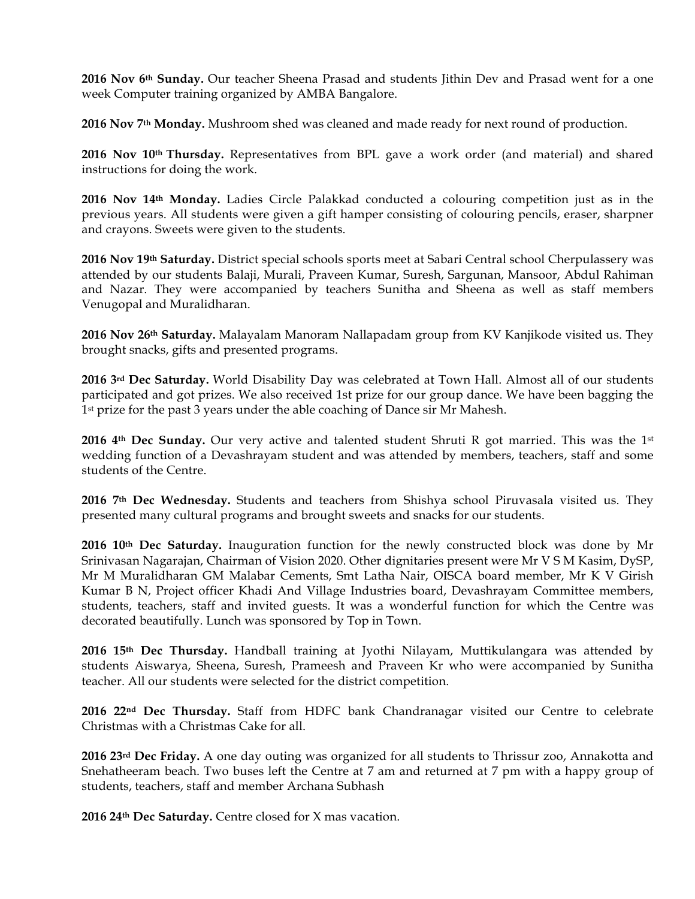**2016 Nov 6th Sunday.** Our teacher Sheena Prasad and students Jithin Dev and Prasad went for a one week Computer training organized by AMBA Bangalore.

**2016 Nov 7th Monday.** Mushroom shed was cleaned and made ready for next round of production.

**2016 Nov 10th Thursday.** Representatives from BPL gave a work order (and material) and shared instructions for doing the work.

**2016 Nov 14th Monday.** Ladies Circle Palakkad conducted a colouring competition just as in the previous years. All students were given a gift hamper consisting of colouring pencils, eraser, sharpner and crayons. Sweets were given to the students.

**2016 Nov 19th Saturday.** District special schools sports meet at Sabari Central school Cherpulassery was attended by our students Balaji, Murali, Praveen Kumar, Suresh, Sargunan, Mansoor, Abdul Rahiman and Nazar. They were accompanied by teachers Sunitha and Sheena as well as staff members Venugopal and Muralidharan.

**2016 Nov 26th Saturday.** Malayalam Manoram Nallapadam group from KV Kanjikode visited us. They brought snacks, gifts and presented programs.

**2016 3rd Dec Saturday.** World Disability Day was celebrated at Town Hall. Almost all of our students participated and got prizes. We also received 1st prize for our group dance. We have been bagging the 1st prize for the past 3 years under the able coaching of Dance sir Mr Mahesh.

**2016 4th Dec Sunday.** Our very active and talented student Shruti R got married. This was the 1st wedding function of a Devashrayam student and was attended by members, teachers, staff and some students of the Centre.

**2016 7th Dec Wednesday.** Students and teachers from Shishya school Piruvasala visited us. They presented many cultural programs and brought sweets and snacks for our students.

**2016 10th Dec Saturday.** Inauguration function for the newly constructed block was done by Mr Srinivasan Nagarajan, Chairman of Vision 2020. Other dignitaries present were Mr V S M Kasim, DySP, Mr M Muralidharan GM Malabar Cements, Smt Latha Nair, OISCA board member, Mr K V Girish Kumar B N, Project officer Khadi And Village Industries board, Devashrayam Committee members, students, teachers, staff and invited guests. It was a wonderful function for which the Centre was decorated beautifully. Lunch was sponsored by Top in Town.

**2016 15th Dec Thursday.** Handball training at Jyothi Nilayam, Muttikulangara was attended by students Aiswarya, Sheena, Suresh, Prameesh and Praveen Kr who were accompanied by Sunitha teacher. All our students were selected for the district competition.

**2016 22nd Dec Thursday.** Staff from HDFC bank Chandranagar visited our Centre to celebrate Christmas with a Christmas Cake for all.

**2016 23rd Dec Friday.** A one day outing was organized for all students to Thrissur zoo, Annakotta and Snehatheeram beach. Two buses left the Centre at 7 am and returned at 7 pm with a happy group of students, teachers, staff and member Archana Subhash

**2016 24th Dec Saturday.** Centre closed for X mas vacation.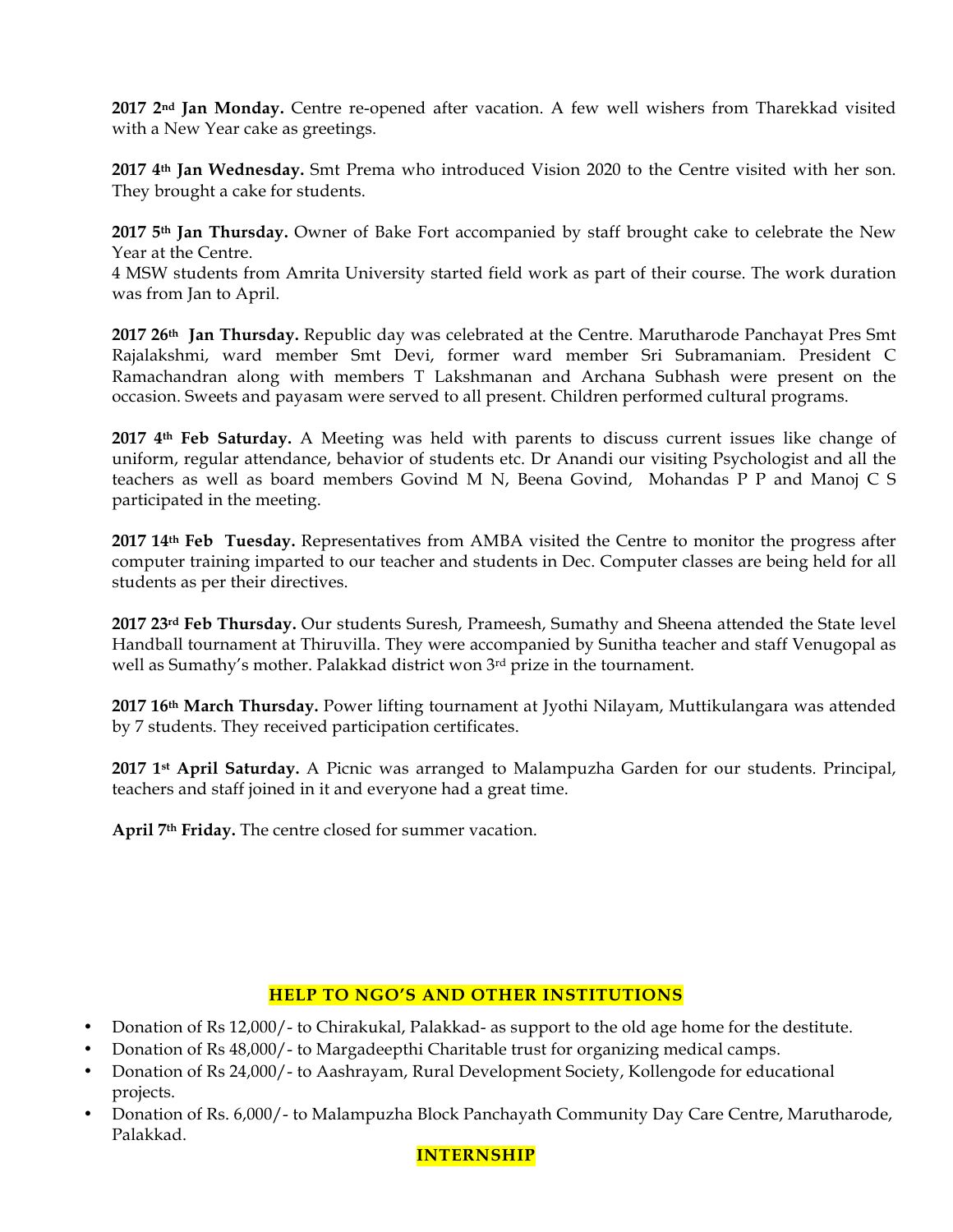**2017 2nd Jan Monday.** Centre re-opened after vacation. A few well wishers from Tharekkad visited with a New Year cake as greetings.

**2017 4th Jan Wednesday.** Smt Prema who introduced Vision 2020 to the Centre visited with her son. They brought a cake for students.

**2017 5th Jan Thursday.** Owner of Bake Fort accompanied by staff brought cake to celebrate the New Year at the Centre.
4 MSW students from Amrita University started field work as part of their course. The work duration was from Jan to April.

**2017 26th Jan Thursday.** Republic day was celebrated at the Centre. Marutharode Panchayat Pres Smt Rajalakshmi, ward member Smt Devi, former ward member Sri Subramaniam. President C Ramachandran along with members T Lakshmanan and Archana Subhash were present on the occasion. Sweets and payasam were served to all present. Children performed cultural programs.

**2017 4th Feb Saturday.** A Meeting was held with parents to discuss current issues like change of uniform, regular attendance, behavior of students etc. Dr Anandi our visiting Psychologist and all the teachers as well as board members Govind M N, Beena Govind, Mohandas P P and Manoj C S participated in the meeting.

**2017 14th Feb Tuesday.** Representatives from AMBA visited the Centre to monitor the progress after computer training imparted to our teacher and students in Dec. Computer classes are being held for all students as per their directives.

**2017 23rd Feb Thursday.** Our students Suresh, Prameesh, Sumathy and Sheena attended the State level Handball tournament at Thiruvilla. They were accompanied by Sunitha teacher and staff Venugopal as well as Sumathy's mother. Palakkad district won 3rd prize in the tournament.

**2017 16th March Thursday.** Power lifting tournament at Jyothi Nilayam, Muttikulangara was attended by 7 students. They received participation certificates.

**2017 1st April Saturday.** A Picnic was arranged to Malampuzha Garden for our students. Principal, teachers and staff joined in it and everyone had a great time.

**April 7th Friday.** The centre closed for summer vacation.

## HELP TO NGO'S AND OTHER INSTITUTIONS

- Donation of Rs 12,000/- to Chirakukal, Palakkad- as support to the old age home for the destitute.
- Donation of Rs 48,000/- to Margadeepthi Charitable trust for organizing medical camps.
- Donation of Rs 24,000/- to Aashrayam, Rural Development Society, Kollengode for educational projects.
- Donation of Rs. 6,000/- to Malampuzha Block Panchayath Community Day Care Centre, Marutharode, Palakkad.

## INTERNSHIP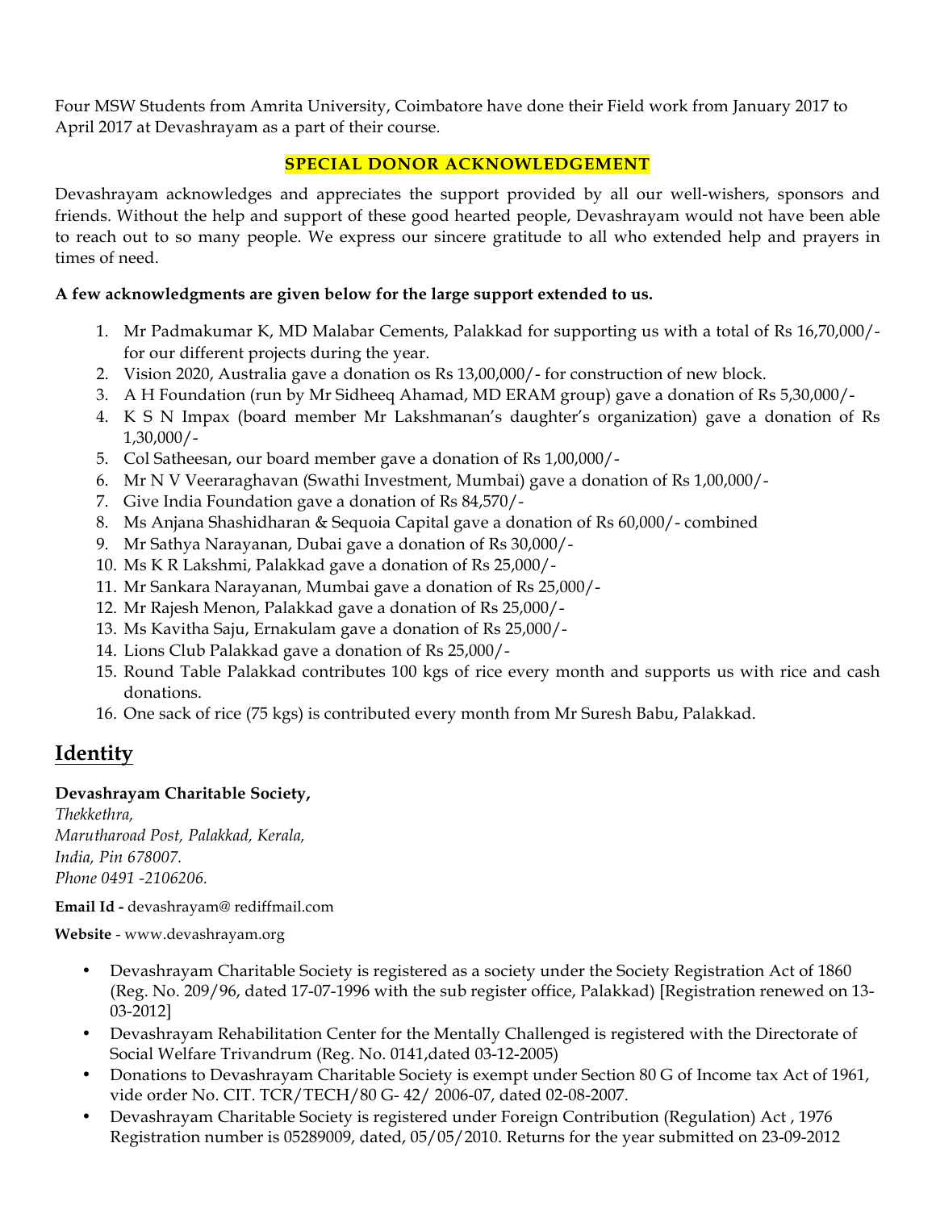Four MSW Students from Amrita University, Coimbatore have done their Field work from January 2017 to April 2017 at Devashrayam as a part of their course.

## SPECIAL DONOR ACKNOWLEDGEMENT

Devashrayam acknowledges and appreciates the support provided by all our well-wishers, sponsors and friends. Without the help and support of these good hearted people, Devashrayam would not have been able to reach out to so many people. We express our sincere gratitude to all who extended help and prayers in times of need.

**A few acknowledgments are given below for the large support extended to us.**

1. Mr Padmakumar K, MD Malabar Cements, Palakkad for supporting us with a total of Rs 16,70,000/- for our different projects during the year.
2. Vision 2020, Australia gave a donation os Rs 13,00,000/- for construction of new block.
3. A H Foundation (run by Mr Sidheeq Ahamad, MD ERAM group) gave a donation of Rs 5,30,000/-
4. K S N Impax (board member Mr Lakshmanan's daughter's organization) gave a donation of Rs 1,30,000/-
5. Col Satheesan, our board member gave a donation of Rs 1,00,000/-
6. Mr N V Veeraraghavan (Swathi Investment, Mumbai) gave a donation of Rs 1,00,000/-
7. Give India Foundation gave a donation of Rs 84,570/-
8. Ms Anjana Shashidharan & Sequoia Capital gave a donation of Rs 60,000/- combined
9. Mr Sathya Narayanan, Dubai gave a donation of Rs 30,000/-
10. Ms K R Lakshmi, Palakkad gave a donation of Rs 25,000/-
11. Mr Sankara Narayanan, Mumbai gave a donation of Rs 25,000/-
12. Mr Rajesh Menon, Palakkad gave a donation of Rs 25,000/-
13. Ms Kavitha Saju, Ernakulam gave a donation of Rs 25,000/-
14. Lions Club Palakkad gave a donation of Rs 25,000/-
15. Round Table Palakkad contributes 100 kgs of rice every month and supports us with rice and cash donations.
16. One sack of rice (75 kgs) is contributed every month from Mr Suresh Babu, Palakkad.

## Identity

**Devashrayam Charitable Society,**
*Thekkethra,*
*Marutharoad Post, Palakkad, Kerala,*
*India, Pin 678007.*
*Phone 0491 -2106206.*

**Email Id -** devashrayam@ rediffmail.com

**Website** - www.devashrayam.org

- Devashrayam Charitable Society is registered as a society under the Society Registration Act of 1860 (Reg. No. 209/96, dated 17-07-1996 with the sub register office, Palakkad) [Registration renewed on 13-03-2012]
- Devashrayam Rehabilitation Center for the Mentally Challenged is registered with the Directorate of Social Welfare Trivandrum (Reg. No. 0141,dated 03-12-2005)
- Donations to Devashrayam Charitable Society is exempt under Section 80 G of Income tax Act of 1961, vide order No. CIT. TCR/TECH/80 G- 42/ 2006-07, dated 02-08-2007.
- Devashrayam Charitable Society is registered under Foreign Contribution (Regulation) Act , 1976 Registration number is 05289009, dated, 05/05/2010. Returns for the year submitted on 23-09-2012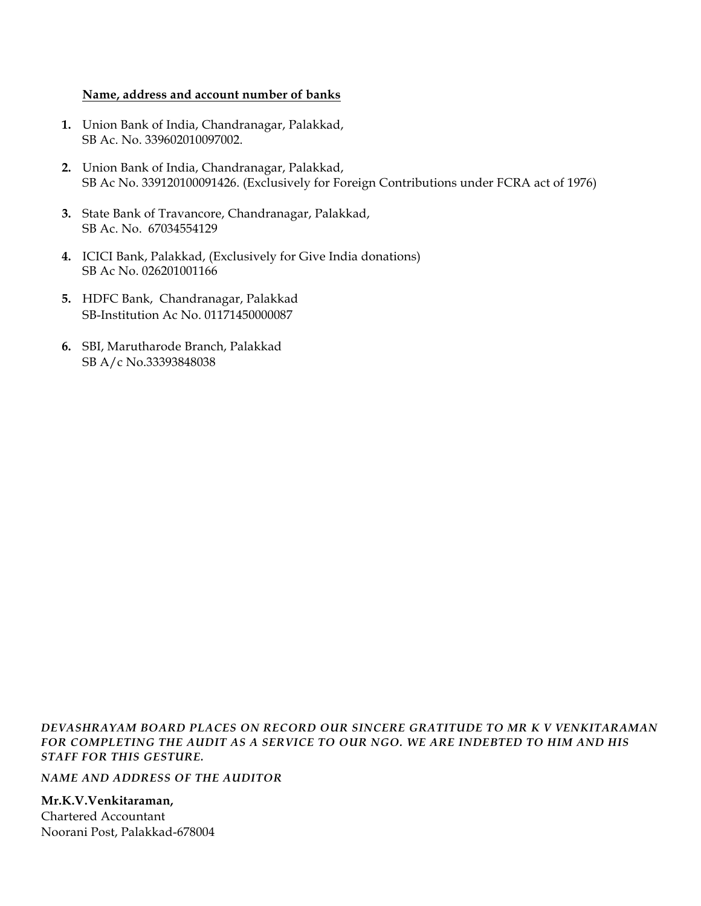**Name, address and account number of banks**

1. Union Bank of India, Chandranagar, Palakkad,
   SB Ac. No. 339602010097002.

2. Union Bank of India, Chandranagar, Palakkad,
   SB Ac No. 339120100091426. (Exclusively for Foreign Contributions under FCRA act of 1976)

3. State Bank of Travancore, Chandranagar, Palakkad,
   SB Ac. No. 67034554129

4. ICICI Bank, Palakkad, (Exclusively for Give India donations)
   SB Ac No. 026201001166

5. HDFC Bank, Chandranagar, Palakkad
   SB-Institution Ac No. 01171450000087

6. SBI, Marutharode Branch, Palakkad
   SB A/c No.33393848038

***DEVASHRAYAM BOARD PLACES ON RECORD OUR SINCERE GRATITUDE TO MR K V VENKITARAMAN FOR COMPLETING THE AUDIT AS A SERVICE TO OUR NGO. WE ARE INDEBTED TO HIM AND HIS STAFF FOR THIS GESTURE.***

*NAME AND ADDRESS OF THE AUDITOR*

**Mr.K.V.Venkitaraman,**
Chartered Accountant
Noorani Post, Palakkad-678004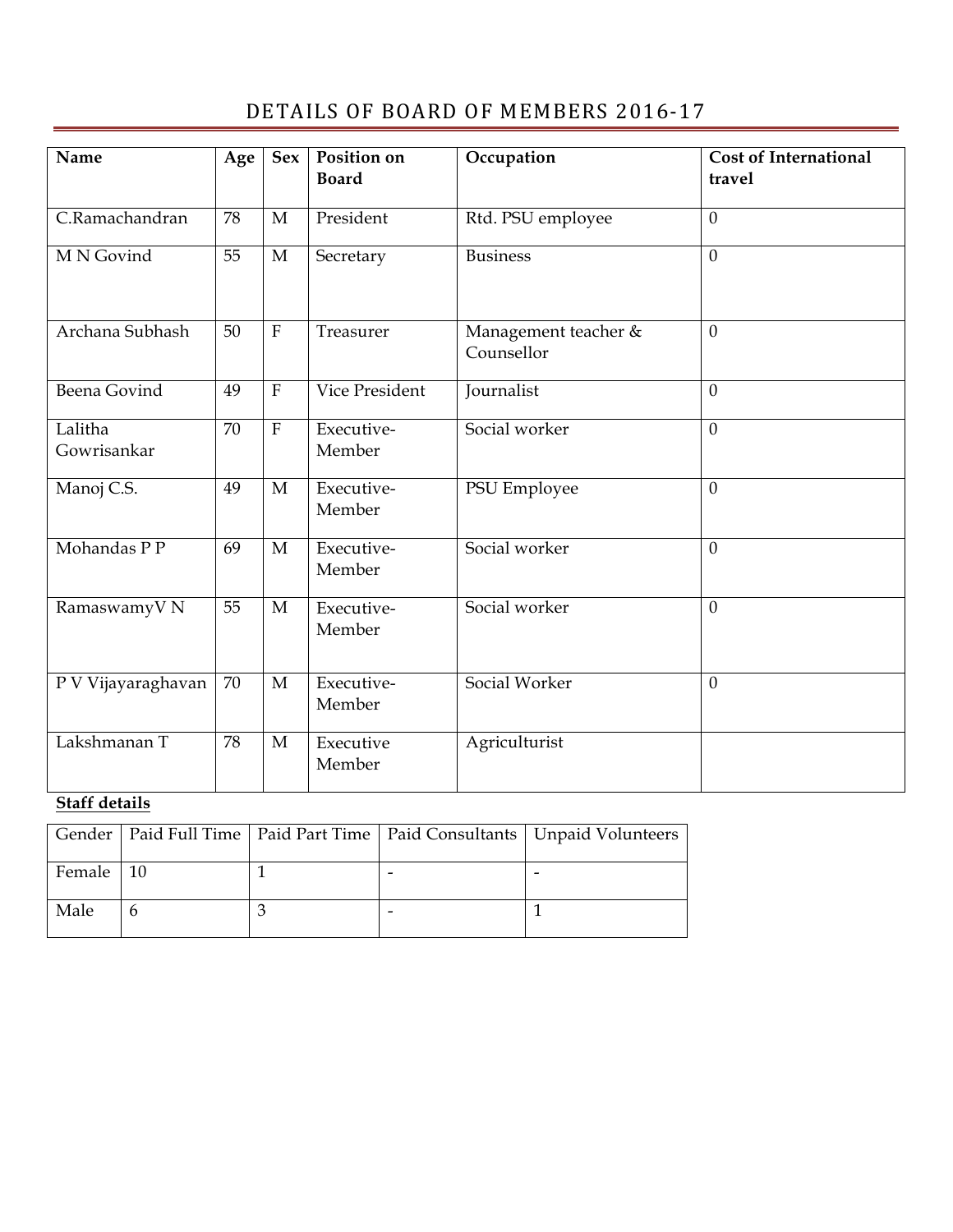# DETAILS OF BOARD OF MEMBERS 2016-17

| Name | Age | Sex | Position on Board | Occupation | Cost of International travel |
|---|---|---|---|---|---|
| C.Ramachandran | 78 | M | President | Rtd. PSU employee | 0 |
| M N Govind | 55 | M | Secretary | Business | 0 |
| Archana Subhash | 50 | F | Treasurer | Management teacher & Counsellor | 0 |
| Beena Govind | 49 | F | Vice President | Journalist | 0 |
| Lalitha Gowrisankar | 70 | F | Executive-Member | Social worker | 0 |
| Manoj C.S. | 49 | M | Executive-Member | PSU Employee | 0 |
| Mohandas P P | 69 | M | Executive-Member | Social worker | 0 |
| RamaswamyV N | 55 | M | Executive-Member | Social worker | 0 |
| P V Vijayaraghavan | 70 | M | Executive-Member | Social Worker | 0 |
| Lakshmanan T | 78 | M | Executive Member | Agriculturist | |

**Staff details**

| Gender | Paid Full Time | Paid Part Time | Paid Consultants | Unpaid Volunteers |
|---|---|---|---|---|
| Female | 10 | 1 | - | - |
| Male | 6 | 3 | - | 1 |